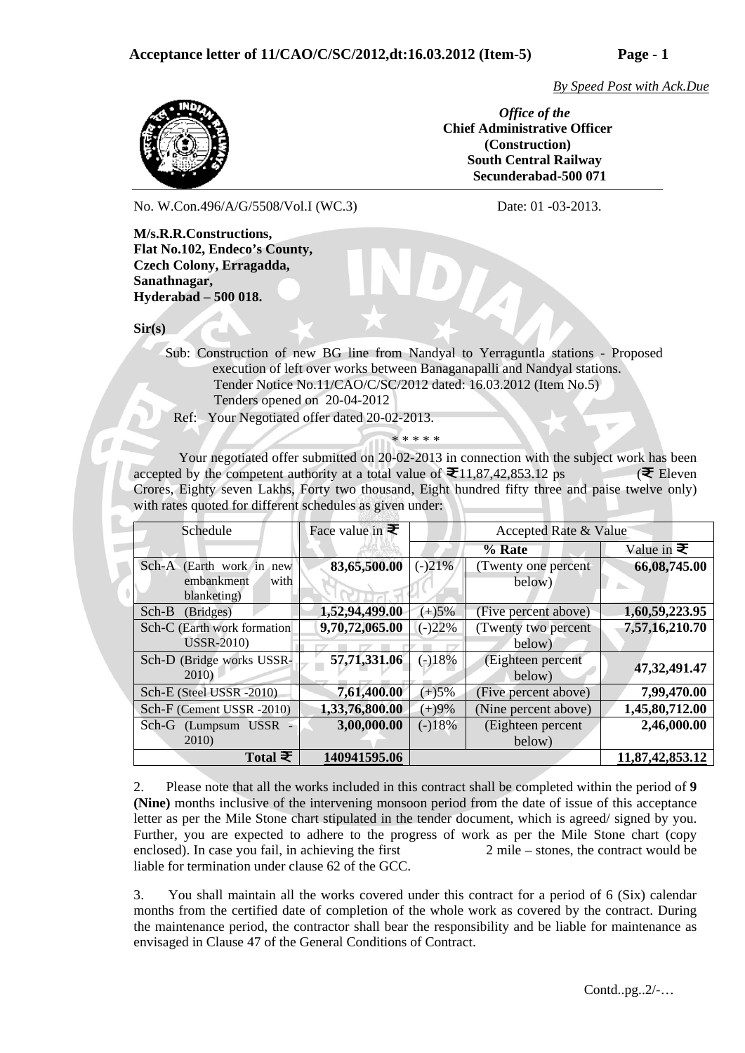**Acceptance letter of 11/CAO/C/SC/2012,dt:16.03.2012 (Item-5)**

*By Speed Post with Ack.Due*

*Office of the*
**Chief Administrative Officer (Construction)**
**South Central Railway**
**Secunderabad-500 071**

No. W.Con.496/A/G/5508/Vol.I (WC.3) Date: 01 -03-2013.

**M/s.R.R.Constructions,**
**Flat No.102, Endeco's County,**
**Czech Colony, Erragadda,**
**Sanathnagar,**
**Hyderabad – 500 018.**

**Sir(s)**

Sub: Construction of new BG line from Nandyal to Yerraguntla stations - Proposed execution of left over works between Banaganapalli and Nandyal stations.
Tender Notice No.11/CAO/C/SC/2012 dated: 16.03.2012 (Item No.5)
Tenders opened on 20-04-2012

Ref: Your Negotiated offer dated 20-02-2013.

\* \* \* \* \*

Your negotiated offer submitted on 20-02-2013 in connection with the subject work has been accepted by the competent authority at a total value of ₹11,87,42,853.12 ps (₹ Eleven Crores, Eighty seven Lakhs, Forty two thousand, Eight hundred fifty three and paise twelve only) with rates quoted for different schedules as given under:

| Schedule | Face value in ₹ | Accepted Rate & Value | | |
|---|---|---|---|---|
| | | % Rate | | Value in ₹ |
| Sch-A (Earth work in new embankment with blanketing) | **83,65,500.00** | (-)21% | (Twenty one percent below) | **66,08,745.00** |
| Sch-B (Bridges) | **1,52,94,499.00** | (+)5% | (Five percent above) | **1,60,59,223.95** |
| Sch-C (Earth work formation USSR-2010) | **9,70,72,065.00** | (-)22% | (Twenty two percent below) | **7,57,16,210.70** |
| Sch-D (Bridge works USSR-2010) | **57,71,331.06** | (-)18% | (Eighteen percent below) | **47,32,491.47** |
| Sch-E (Steel USSR -2010) | **7,61,400.00** | (+)5% | (Five percent above) | **7,99,470.00** |
| Sch-F (Cement USSR -2010) | **1,33,76,800.00** | (+)9% | (Nine percent above) | **1,45,80,712.00** |
| Sch-G (Lumpsum USSR - 2010) | **3,00,000.00** | (-)18% | (Eighteen percent below) | **2,46,000.00** |
| **Total ₹** | **140941595.06** | | | **11,87,42,853.12** |

2. Please note that all the works included in this contract shall be completed within the period of **9 (Nine)** months inclusive of the intervening monsoon period from the date of issue of this acceptance letter as per the Mile Stone chart stipulated in the tender document, which is agreed/ signed by you. Further, you are expected to adhere to the progress of work as per the Mile Stone chart (copy enclosed). In case you fail, in achieving the first 2 mile – stones, the contract would be liable for termination under clause 62 of the GCC.

3. You shall maintain all the works covered under this contract for a period of 6 (Six) calendar months from the certified date of completion of the whole work as covered by the contract. During the maintenance period, the contractor shall bear the responsibility and be liable for maintenance as envisaged in Clause 47 of the General Conditions of Contract.

Contd..pg..2/-…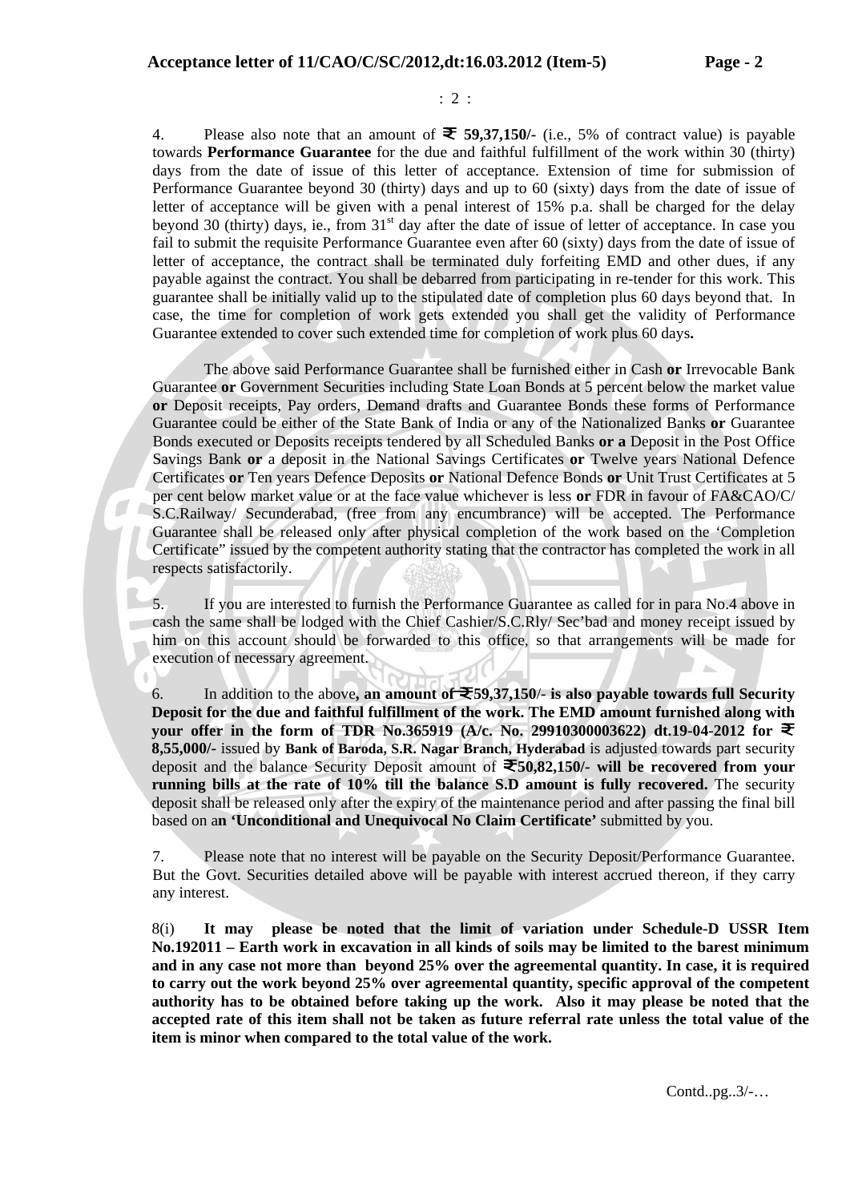: 2 :

4. Please also note that an amount of **₹ 59,37,150/-** (i.e., 5% of contract value) is payable towards **Performance Guarantee** for the due and faithful fulfillment of the work within 30 (thirty) days from the date of issue of this letter of acceptance. Extension of time for submission of Performance Guarantee beyond 30 (thirty) days and up to 60 (sixty) days from the date of issue of letter of acceptance will be given with a penal interest of 15% p.a. shall be charged for the delay beyond 30 (thirty) days, ie., from 31st day after the date of issue of letter of acceptance. In case you fail to submit the requisite Performance Guarantee even after 60 (sixty) days from the date of issue of letter of acceptance, the contract shall be terminated duly forfeiting EMD and other dues, if any payable against the contract. You shall be debarred from participating in re-tender for this work. This guarantee shall be initially valid up to the stipulated date of completion plus 60 days beyond that. In case, the time for completion of work gets extended you shall get the validity of Performance Guarantee extended to cover such extended time for completion of work plus 60 days**.**

The above said Performance Guarantee shall be furnished either in Cash **or** Irrevocable Bank Guarantee **or** Government Securities including State Loan Bonds at 5 percent below the market value **or** Deposit receipts, Pay orders, Demand drafts and Guarantee Bonds these forms of Performance Guarantee could be either of the State Bank of India or any of the Nationalized Banks **or** Guarantee Bonds executed or Deposits receipts tendered by all Scheduled Banks **or a** Deposit in the Post Office Savings Bank **or** a deposit in the National Savings Certificates **or** Twelve years National Defence Certificates **or** Ten years Defence Deposits **or** National Defence Bonds **or** Unit Trust Certificates at 5 per cent below market value or at the face value whichever is less **or** FDR in favour of FA&CAO/C/ S.C.Railway/ Secunderabad, (free from any encumbrance) will be accepted. The Performance Guarantee shall be released only after physical completion of the work based on the 'Completion Certificate" issued by the competent authority stating that the contractor has completed the work in all respects satisfactorily.

5. If you are interested to furnish the Performance Guarantee as called for in para No.4 above in cash the same shall be lodged with the Chief Cashier/S.C.Rly/ Sec'bad and money receipt issued by him on this account should be forwarded to this office, so that arrangements will be made for execution of necessary agreement.

6. In addition to the above**, an amount of ₹59,37,150/- is also payable towards full Security Deposit for the due and faithful fulfillment of the work. The EMD amount furnished along with your offer in the form of TDR No.365919 (A/c. No. 29910300003622) dt.19-04-2012 for ₹ 8,55,000/-** issued by **Bank of Baroda, S.R. Nagar Branch, Hyderabad** is adjusted towards part security deposit and the balance Security Deposit amount of **₹50,82,150/- will be recovered from your running bills at the rate of 10% till the balance S.D amount is fully recovered.** The security deposit shall be released only after the expiry of the maintenance period and after passing the final bill based on a**n 'Unconditional and Unequivocal No Claim Certificate'** submitted by you.

7. Please note that no interest will be payable on the Security Deposit/Performance Guarantee. But the Govt. Securities detailed above will be payable with interest accrued thereon, if they carry any interest.

8(i) **It may please be noted that the limit of variation under Schedule-D USSR Item No.192011 – Earth work in excavation in all kinds of soils may be limited to the barest minimum and in any case not more than beyond 25% over the agreemental quantity. In case, it is required to carry out the work beyond 25% over agreemental quantity, specific approval of the competent authority has to be obtained before taking up the work. Also it may please be noted that the accepted rate of this item shall not be taken as future referral rate unless the total value of the item is minor when compared to the total value of the work.**

Contd..pg..3/-…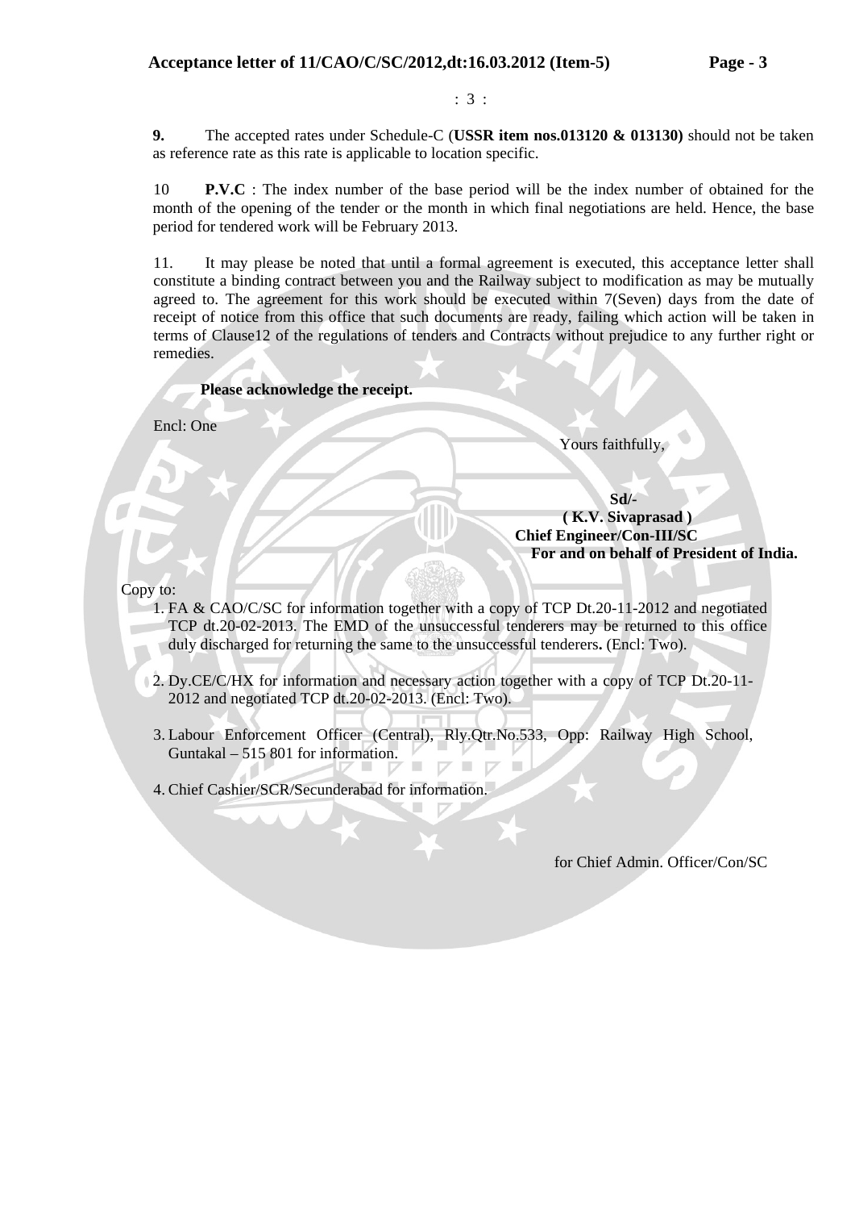9. The accepted rates under Schedule-C (**USSR item nos.013120 & 013130)** should not be taken as reference rate as this rate is applicable to location specific.

10 **P.V.C** : The index number of the base period will be the index number of obtained for the month of the opening of the tender or the month in which final negotiations are held. Hence, the base period for tendered work will be February 2013.

11. It may please be noted that until a formal agreement is executed, this acceptance letter shall constitute a binding contract between you and the Railway subject to modification as may be mutually agreed to. The agreement for this work should be executed within 7(Seven) days from the date of receipt of notice from this office that such documents are ready, failing which action will be taken in terms of Clause12 of the regulations of tenders and Contracts without prejudice to any further right or remedies.

**Please acknowledge the receipt.**

Encl: One

Yours faithfully,

**Sd/-**
**( K.V. Sivaprasad )**
**Chief Engineer/Con-III/SC**
**For and on behalf of President of India.**

Copy to:

1. FA & CAO/C/SC for information together with a copy of TCP Dt.20-11-2012 and negotiated TCP dt.20-02-2013. The EMD of the unsuccessful tenderers may be returned to this office duly discharged for returning the same to the unsuccessful tenderers**.** (Encl: Two).
2. Dy.CE/C/HX for information and necessary action together with a copy of TCP Dt.20-11-2012 and negotiated TCP dt.20-02-2013. (Encl: Two).
3. Labour Enforcement Officer (Central), Rly.Qtr.No.533, Opp: Railway High School, Guntakal – 515 801 for information.
4. Chief Cashier/SCR/Secunderabad for information.

for Chief Admin. Officer/Con/SC